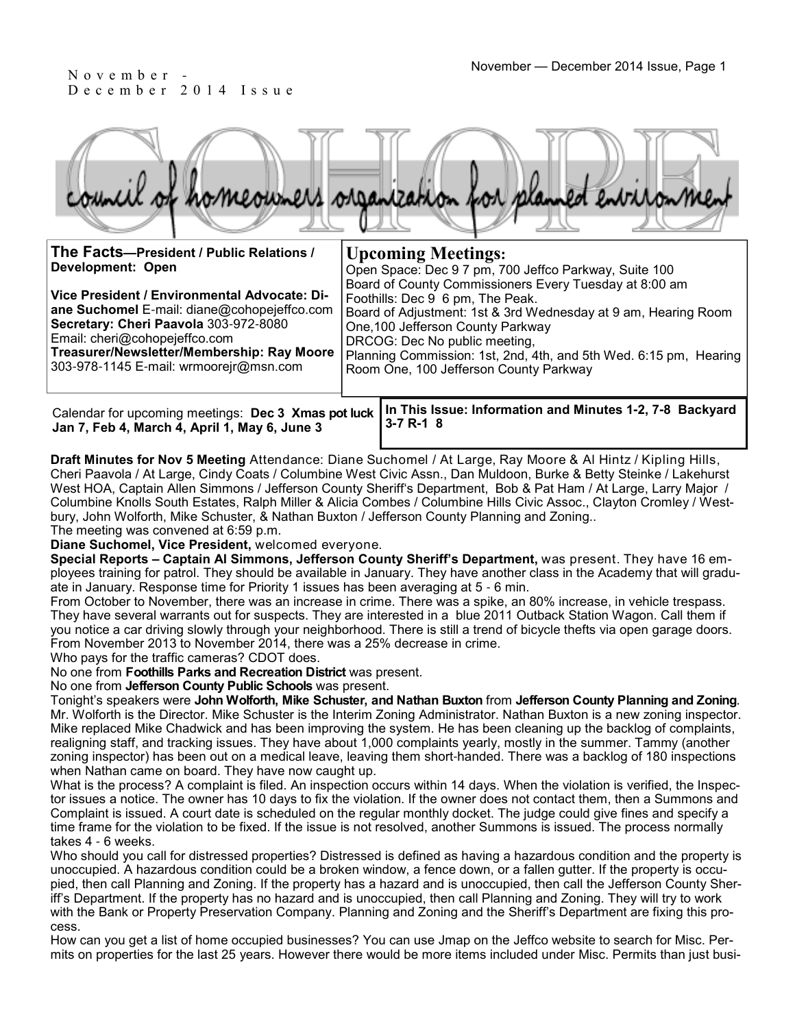November - December 2014 Issue

# COHOPE

council of homeowners organization for planned environment

**The Facts—President / Public Relations / Development: Open**

**Vice President / Environmental Advocate: Diane Suchomel** E-mail: diane@cohopejeffco.com
**Secretary: Cheri Paavola** 303-972-8080
Email: cheri@cohopejeffco.com
**Treasurer/Newsletter/Membership: Ray Moore** 303-978-1145 E-mail: wrmoorejr@msn.com

## Upcoming Meetings:

Open Space: Dec 9 7 pm, 700 Jeffco Parkway, Suite 100
Board of County Commissioners Every Tuesday at 8:00 am
Foothills: Dec 9 6 pm, The Peak.
Board of Adjustment: 1st & 3rd Wednesday at 9 am, Hearing Room One,100 Jefferson County Parkway
DRCOG: Dec No public meeting,
Planning Commission: 1st, 2nd, 4th, and 5th Wed. 6:15 pm, Hearing Room One, 100 Jefferson County Parkway

Calendar for upcoming meetings: **Dec 3 Xmas pot luck Jan 7, Feb 4, March 4, April 1, May 6, June 3**

**In This Issue: Information and Minutes 1-2, 7-8 Backyard 3-7 R-1 8**

**Draft Minutes for Nov 5 Meeting** Attendance: Diane Suchomel / At Large, Ray Moore & Al Hintz / Kipling Hills, Cheri Paavola / At Large, Cindy Coats / Columbine West Civic Assn., Dan Muldoon, Burke & Betty Steinke / Lakehurst West HOA, Captain Allen Simmons / Jefferson County Sheriff's Department, Bob & Pat Ham / At Large, Larry Major / Columbine Knolls South Estates, Ralph Miller & Alicia Combes / Columbine Hills Civic Assoc., Clayton Cromley / Westbury, John Wolforth, Mike Schuster, & Nathan Buxton / Jefferson County Planning and Zoning..

The meeting was convened at 6:59 p.m.

**Diane Suchomel, Vice President,** welcomed everyone.

**Special Reports – Captain Al Simmons, Jefferson County Sheriff's Department,** was present. They have 16 employees training for patrol. They should be available in January. They have another class in the Academy that will graduate in January. Response time for Priority 1 issues has been averaging at 5 - 6 min.

From October to November, there was an increase in crime. There was a spike, an 80% increase, in vehicle trespass. They have several warrants out for suspects. They are interested in a blue 2011 Outback Station Wagon. Call them if you notice a car driving slowly through your neighborhood. There is still a trend of bicycle thefts via open garage doors. From November 2013 to November 2014, there was a 25% decrease in crime.

Who pays for the traffic cameras? CDOT does.

No one from **Foothills Parks and Recreation District** was present.

No one from **Jefferson County Public Schools** was present.

Tonight's speakers were **John Wolforth, Mike Schuster, and Nathan Buxton** from **Jefferson County Planning and Zoning**. Mr. Wolforth is the Director. Mike Schuster is the Interim Zoning Administrator. Nathan Buxton is a new zoning inspector. Mike replaced Mike Chadwick and has been improving the system. He has been cleaning up the backlog of complaints, realigning staff, and tracking issues. They have about 1,000 complaints yearly, mostly in the summer. Tammy (another zoning inspector) has been out on a medical leave, leaving them short-handed. There was a backlog of 180 inspections when Nathan came on board. They have now caught up.

What is the process? A complaint is filed. An inspection occurs within 14 days. When the violation is verified, the Inspector issues a notice. The owner has 10 days to fix the violation. If the owner does not contact them, then a Summons and Complaint is issued. A court date is scheduled on the regular monthly docket. The judge could give fines and specify a time frame for the violation to be fixed. If the issue is not resolved, another Summons is issued. The process normally takes 4 - 6 weeks.

Who should you call for distressed properties? Distressed is defined as having a hazardous condition and the property is unoccupied. A hazardous condition could be a broken window, a fence down, or a fallen gutter. If the property is occupied, then call Planning and Zoning. If the property has a hazard and is unoccupied, then call the Jefferson County Sheriff's Department. If the property has no hazard and is unoccupied, then call Planning and Zoning. They will try to work with the Bank or Property Preservation Company. Planning and Zoning and the Sheriff's Department are fixing this process.

How can you get a list of home occupied businesses? You can use Jmap on the Jeffco website to search for Misc. Permits on properties for the last 25 years. However there would be more items included under Misc. Permits than just busi-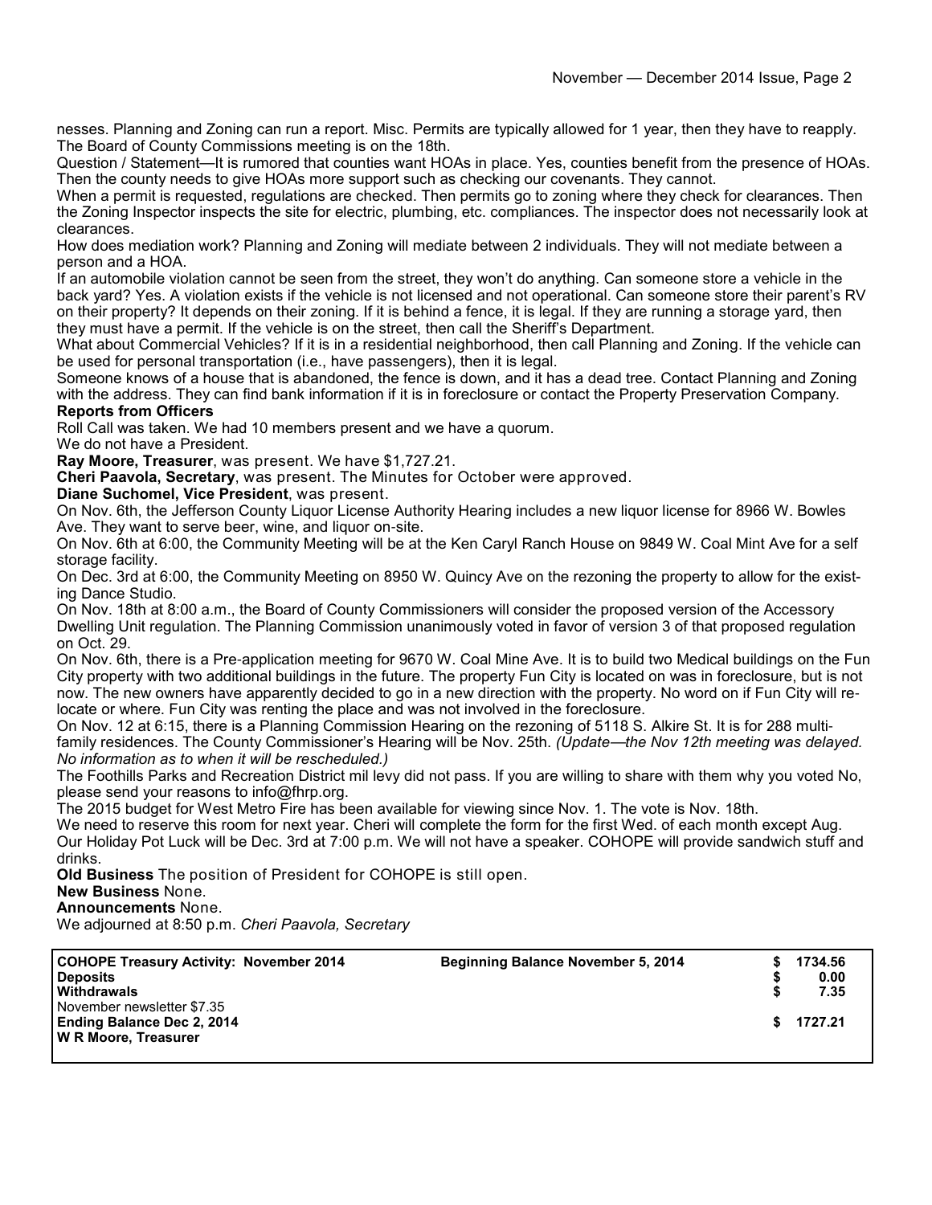nesses. Planning and Zoning can run a report. Misc. Permits are typically allowed for 1 year, then they have to reapply. The Board of County Commissions meeting is on the 18th.

Question / Statement—It is rumored that counties want HOAs in place. Yes, counties benefit from the presence of HOAs. Then the county needs to give HOAs more support such as checking our covenants. They cannot.

When a permit is requested, regulations are checked. Then permits go to zoning where they check for clearances. Then the Zoning Inspector inspects the site for electric, plumbing, etc. compliances. The inspector does not necessarily look at clearances.

How does mediation work? Planning and Zoning will mediate between 2 individuals. They will not mediate between a person and a HOA.

If an automobile violation cannot be seen from the street, they won't do anything. Can someone store a vehicle in the back yard? Yes. A violation exists if the vehicle is not licensed and not operational. Can someone store their parent's RV on their property? It depends on their zoning. If it is behind a fence, it is legal. If they are running a storage yard, then they must have a permit. If the vehicle is on the street, then call the Sheriff's Department.

What about Commercial Vehicles? If it is in a residential neighborhood, then call Planning and Zoning. If the vehicle can be used for personal transportation (i.e., have passengers), then it is legal.

Someone knows of a house that is abandoned, the fence is down, and it has a dead tree. Contact Planning and Zoning with the address. They can find bank information if it is in foreclosure or contact the Property Preservation Company.

**Reports from Officers**

Roll Call was taken. We had 10 members present and we have a quorum.

We do not have a President.

**Ray Moore, Treasurer**, was present. We have $1,727.21.

**Cheri Paavola, Secretary**, was present. The Minutes for October were approved.

**Diane Suchomel, Vice President**, was present.

On Nov. 6th, the Jefferson County Liquor License Authority Hearing includes a new liquor license for 8966 W. Bowles Ave. They want to serve beer, wine, and liquor on-site.

On Nov. 6th at 6:00, the Community Meeting will be at the Ken Caryl Ranch House on 9849 W. Coal Mint Ave for a self storage facility.

On Dec. 3rd at 6:00, the Community Meeting on 8950 W. Quincy Ave on the rezoning the property to allow for the existing Dance Studio.

On Nov. 18th at 8:00 a.m., the Board of County Commissioners will consider the proposed version of the Accessory Dwelling Unit regulation. The Planning Commission unanimously voted in favor of version 3 of that proposed regulation on Oct. 29.

On Nov. 6th, there is a Pre-application meeting for 9670 W. Coal Mine Ave. It is to build two Medical buildings on the Fun City property with two additional buildings in the future. The property Fun City is located on was in foreclosure, but is not now. The new owners have apparently decided to go in a new direction with the property. No word on if Fun City will relocate or where. Fun City was renting the place and was not involved in the foreclosure.

On Nov. 12 at 6:15, there is a Planning Commission Hearing on the rezoning of 5118 S. Alkire St. It is for 288 multi-family residences. The County Commissioner's Hearing will be Nov. 25th. *(Update—the Nov 12th meeting was delayed. No information as to when it will be rescheduled.)*

The Foothills Parks and Recreation District mil levy did not pass. If you are willing to share with them why you voted No, please send your reasons to info@fhrp.org.

The 2015 budget for West Metro Fire has been available for viewing since Nov. 1. The vote is Nov. 18th.

We need to reserve this room for next year. Cheri will complete the form for the first Wed. of each month except Aug.

Our Holiday Pot Luck will be Dec. 3rd at 7:00 p.m. We will not have a speaker. COHOPE will provide sandwich stuff and drinks.

**Old Business** The position of President for COHOPE is still open.

**New Business** None.

**Announcements** None.

We adjourned at 8:50 p.m. *Cheri Paavola, Secretary*

| **COHOPE Treasury Activity: November 2014** | **Beginning Balance November 5, 2014** | **$ 1734.56** |
|---|---|---|
| **Deposits** | | **$ 0.00** |
| **Withdrawals** | | **$ 7.35** |
| November newsletter $7.35 | | |
| **Ending Balance Dec 2, 2014** | | **$ 1727.21** |
| **W R Moore, Treasurer** | | |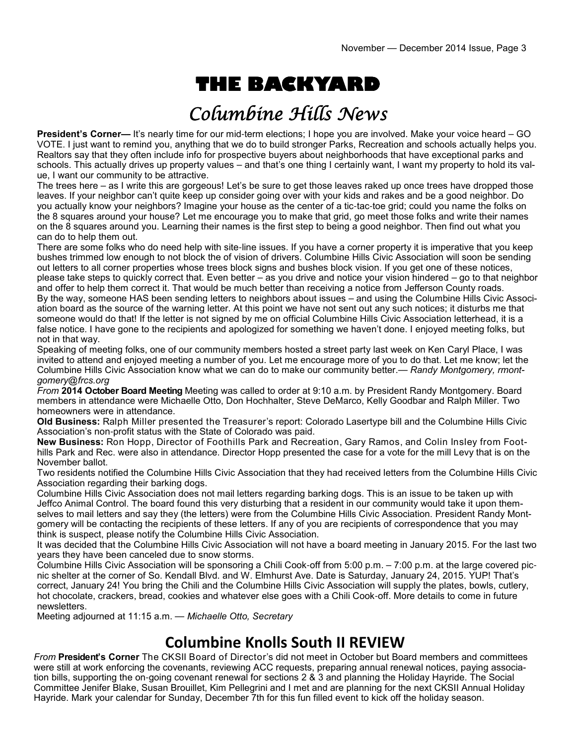# THE BACKYARD

## *Columbine Hills News*

**President's Corner—** It's nearly time for our mid-term elections; I hope you are involved. Make your voice heard – GO VOTE. I just want to remind you, anything that we do to build stronger Parks, Recreation and schools actually helps you. Realtors say that they often include info for prospective buyers about neighborhoods that have exceptional parks and schools. This actually drives up property values – and that's one thing I certainly want, I want my property to hold its value, I want our community to be attractive.

The trees here – as I write this are gorgeous! Let's be sure to get those leaves raked up once trees have dropped those leaves. If your neighbor can't quite keep up consider going over with your kids and rakes and be a good neighbor. Do you actually know your neighbors? Imagine your house as the center of a tic-tac-toe grid; could you name the folks on the 8 squares around your house? Let me encourage you to make that grid, go meet those folks and write their names on the 8 squares around you. Learning their names is the first step to being a good neighbor. Then find out what you can do to help them out.

There are some folks who do need help with site-line issues. If you have a corner property it is imperative that you keep bushes trimmed low enough to not block the of vision of drivers. Columbine Hills Civic Association will soon be sending out letters to all corner properties whose trees block signs and bushes block vision. If you get one of these notices, please take steps to quickly correct that. Even better – as you drive and notice your vision hindered – go to that neighbor and offer to help them correct it. That would be much better than receiving a notice from Jefferson County roads.

By the way, someone HAS been sending letters to neighbors about issues – and using the Columbine Hills Civic Association board as the source of the warning letter. At this point we have not sent out any such notices; it disturbs me that someone would do that! If the letter is not signed by me on official Columbine Hills Civic Association letterhead, it is a false notice. I have gone to the recipients and apologized for something we haven't done. I enjoyed meeting folks, but not in that way.

Speaking of meeting folks, one of our community members hosted a street party last week on Ken Caryl Place, I was invited to attend and enjoyed meeting a number of you. Let me encourage more of you to do that. Let me know; let the Columbine Hills Civic Association know what we can do to make our community better.— *Randy Montgomery, rmontgomery@frcs.org*

*From* **2014 October Board Meeting** Meeting was called to order at 9:10 a.m. by President Randy Montgomery. Board members in attendance were Michaelle Otto, Don Hochhalter, Steve DeMarco, Kelly Goodbar and Ralph Miller. Two homeowners were in attendance.

**Old Business:** Ralph Miller presented the Treasurer's report: Colorado Lasertype bill and the Columbine Hills Civic Association's non-profit status with the State of Colorado was paid.

**New Business:** Ron Hopp, Director of Foothills Park and Recreation, Gary Ramos, and Colin Insley from Foothills Park and Rec. were also in attendance. Director Hopp presented the case for a vote for the mill Levy that is on the November ballot.

Two residents notified the Columbine Hills Civic Association that they had received letters from the Columbine Hills Civic Association regarding their barking dogs.

Columbine Hills Civic Association does not mail letters regarding barking dogs. This is an issue to be taken up with Jeffco Animal Control. The board found this very disturbing that a resident in our community would take it upon themselves to mail letters and say they (the letters) were from the Columbine Hills Civic Association. President Randy Montgomery will be contacting the recipients of these letters. If any of you are recipients of correspondence that you may think is suspect, please notify the Columbine Hills Civic Association.

It was decided that the Columbine Hills Civic Association will not have a board meeting in January 2015. For the last two years they have been canceled due to snow storms.

Columbine Hills Civic Association will be sponsoring a Chili Cook-off from 5:00 p.m. – 7:00 p.m. at the large covered picnic shelter at the corner of So. Kendall Blvd. and W. Elmhurst Ave. Date is Saturday, January 24, 2015. YUP! That's correct, January 24! You bring the Chili and the Columbine Hills Civic Association will supply the plates, bowls, cutlery, hot chocolate, crackers, bread, cookies and whatever else goes with a Chili Cook-off. More details to come in future newsletters.

Meeting adjourned at 11:15 a.m. — *Michaelle Otto, Secretary*

## Columbine Knolls South II REVIEW

*From* **President's Corner** The CKSII Board of Director's did not meet in October but Board members and committees were still at work enforcing the covenants, reviewing ACC requests, preparing annual renewal notices, paying association bills, supporting the on-going covenant renewal for sections 2 & 3 and planning the Holiday Hayride. The Social Committee Jenifer Blake, Susan Brouillet, Kim Pellegrini and I met and are planning for the next CKSII Annual Holiday Hayride. Mark your calendar for Sunday, December 7th for this fun filled event to kick off the holiday season.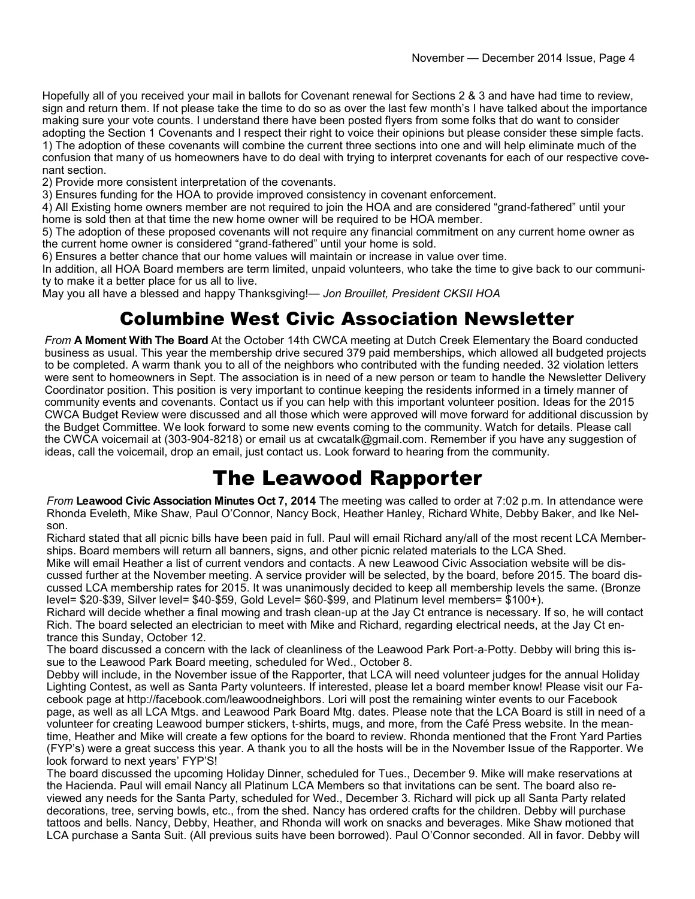Hopefully all of you received your mail in ballots for Covenant renewal for Sections 2 & 3 and have had time to review, sign and return them. If not please take the time to do so as over the last few month's I have talked about the importance making sure your vote counts. I understand there have been posted flyers from some folks that do want to consider adopting the Section 1 Covenants and I respect their right to voice their opinions but please consider these simple facts.

1) The adoption of these covenants will combine the current three sections into one and will help eliminate much of the confusion that many of us homeowners have to do deal with trying to interpret covenants for each of our respective covenant section.

2) Provide more consistent interpretation of the covenants.

3) Ensures funding for the HOA to provide improved consistency in covenant enforcement.

4) All Existing home owners member are not required to join the HOA and are considered "grand-fathered" until your home is sold then at that time the new home owner will be required to be HOA member.

5) The adoption of these proposed covenants will not require any financial commitment on any current home owner as the current home owner is considered "grand-fathered" until your home is sold.

6) Ensures a better chance that our home values will maintain or increase in value over time.

In addition, all HOA Board members are term limited, unpaid volunteers, who take the time to give back to our community to make it a better place for us all to live.

May you all have a blessed and happy Thanksgiving!— *Jon Brouillet, President CKSII HOA*

# Columbine West Civic Association Newsletter

*From* **A Moment With The Board** At the October 14th CWCA meeting at Dutch Creek Elementary the Board conducted business as usual. This year the membership drive secured 379 paid memberships, which allowed all budgeted projects to be completed. A warm thank you to all of the neighbors who contributed with the funding needed. 32 violation letters were sent to homeowners in Sept. The association is in need of a new person or team to handle the Newsletter Delivery Coordinator position. This position is very important to continue keeping the residents informed in a timely manner of community events and covenants. Contact us if you can help with this important volunteer position. Ideas for the 2015 CWCA Budget Review were discussed and all those which were approved will move forward for additional discussion by the Budget Committee. We look forward to some new events coming to the community. Watch for details. Please call the CWCA voicemail at (303-904-8218) or email us at cwcatalk@gmail.com. Remember if you have any suggestion of ideas, call the voicemail, drop an email, just contact us. Look forward to hearing from the community.

# The Leawood Rapporter

*From* **Leawood Civic Association Minutes Oct 7, 2014** The meeting was called to order at 7:02 p.m. In attendance were Rhonda Eveleth, Mike Shaw, Paul O'Connor, Nancy Bock, Heather Hanley, Richard White, Debby Baker, and Ike Nelson.

Richard stated that all picnic bills have been paid in full. Paul will email Richard any/all of the most recent LCA Memberships. Board members will return all banners, signs, and other picnic related materials to the LCA Shed.

Mike will email Heather a list of current vendors and contacts. A new Leawood Civic Association website will be discussed further at the November meeting. A service provider will be selected, by the board, before 2015. The board discussed LCA membership rates for 2015. It was unanimously decided to keep all membership levels the same. (Bronze level= $20-$39, Silver level= $40-$59, Gold Level= $60-$99, and Platinum level members= $100+).

Richard will decide whether a final mowing and trash clean-up at the Jay Ct entrance is necessary. If so, he will contact Rich. The board selected an electrician to meet with Mike and Richard, regarding electrical needs, at the Jay Ct entrance this Sunday, October 12.

The board discussed a concern with the lack of cleanliness of the Leawood Park Port-a-Potty. Debby will bring this issue to the Leawood Park Board meeting, scheduled for Wed., October 8.

Debby will include, in the November issue of the Rapporter, that LCA will need volunteer judges for the annual Holiday Lighting Contest, as well as Santa Party volunteers. If interested, please let a board member know! Please visit our Facebook page at http://facebook.com/leawoodneighbors. Lori will post the remaining winter events to our Facebook page, as well as all LCA Mtgs. and Leawood Park Board Mtg. dates. Please note that the LCA Board is still in need of a volunteer for creating Leawood bumper stickers, t-shirts, mugs, and more, from the Café Press website. In the meantime, Heather and Mike will create a few options for the board to review. Rhonda mentioned that the Front Yard Parties (FYP's) were a great success this year. A thank you to all the hosts will be in the November Issue of the Rapporter. We look forward to next years' FYP'S!

The board discussed the upcoming Holiday Dinner, scheduled for Tues., December 9. Mike will make reservations at the Hacienda. Paul will email Nancy all Platinum LCA Members so that invitations can be sent. The board also reviewed any needs for the Santa Party, scheduled for Wed., December 3. Richard will pick up all Santa Party related decorations, tree, serving bowls, etc., from the shed. Nancy has ordered crafts for the children. Debby will purchase tattoos and bells. Nancy, Debby, Heather, and Rhonda will work on snacks and beverages. Mike Shaw motioned that LCA purchase a Santa Suit. (All previous suits have been borrowed). Paul O'Connor seconded. All in favor. Debby will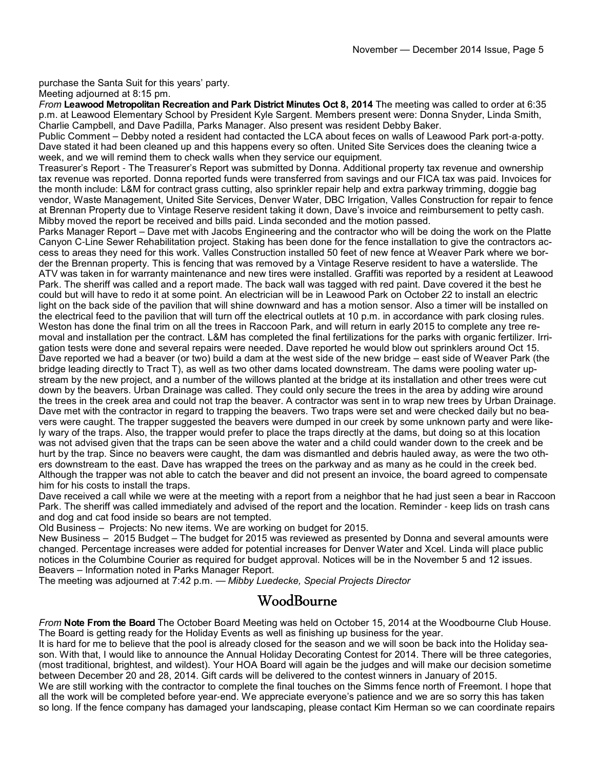purchase the Santa Suit for this years' party.

Meeting adjourned at 8:15 pm.

*From* **Leawood Metropolitan Recreation and Park District Minutes Oct 8, 2014** The meeting was called to order at 6:35 p.m. at Leawood Elementary School by President Kyle Sargent. Members present were: Donna Snyder, Linda Smith, Charlie Campbell, and Dave Padilla, Parks Manager. Also present was resident Debby Baker.

Public Comment – Debby noted a resident had contacted the LCA about feces on walls of Leawood Park port-a-potty. Dave stated it had been cleaned up and this happens every so often. United Site Services does the cleaning twice a week, and we will remind them to check walls when they service our equipment.

Treasurer's Report - The Treasurer's Report was submitted by Donna. Additional property tax revenue and ownership tax revenue was reported. Donna reported funds were transferred from savings and our FICA tax was paid. Invoices for the month include: L&M for contract grass cutting, also sprinkler repair help and extra parkway trimming, doggie bag vendor, Waste Management, United Site Services, Denver Water, DBC Irrigation, Valles Construction for repair to fence at Brennan Property due to Vintage Reserve resident taking it down, Dave's invoice and reimbursement to petty cash. Mibby moved the report be received and bills paid. Linda seconded and the motion passed.

Parks Manager Report – Dave met with Jacobs Engineering and the contractor who will be doing the work on the Platte Canyon C-Line Sewer Rehabilitation project. Staking has been done for the fence installation to give the contractors access to areas they need for this work. Valles Construction installed 50 feet of new fence at Weaver Park where we border the Brennan property. This is fencing that was removed by a Vintage Reserve resident to have a waterslide. The ATV was taken in for warranty maintenance and new tires were installed. Graffiti was reported by a resident at Leawood Park. The sheriff was called and a report made. The back wall was tagged with red paint. Dave covered it the best he could but will have to redo it at some point. An electrician will be in Leawood Park on October 22 to install an electric light on the back side of the pavilion that will shine downward and has a motion sensor. Also a timer will be installed on the electrical feed to the pavilion that will turn off the electrical outlets at 10 p.m. in accordance with park closing rules. Weston has done the final trim on all the trees in Raccoon Park, and will return in early 2015 to complete any tree removal and installation per the contract. L&M has completed the final fertilizations for the parks with organic fertilizer. Irrigation tests were done and several repairs were needed. Dave reported he would blow out sprinklers around Oct 15. Dave reported we had a beaver (or two) build a dam at the west side of the new bridge – east side of Weaver Park (the bridge leading directly to Tract T), as well as two other dams located downstream. The dams were pooling water upstream by the new project, and a number of the willows planted at the bridge at its installation and other trees were cut down by the beavers. Urban Drainage was called. They could only secure the trees in the area by adding wire around the trees in the creek area and could not trap the beaver. A contractor was sent in to wrap new trees by Urban Drainage. Dave met with the contractor in regard to trapping the beavers. Two traps were set and were checked daily but no beavers were caught. The trapper suggested the beavers were dumped in our creek by some unknown party and were likely wary of the traps. Also, the trapper would prefer to place the traps directly at the dams, but doing so at this location was not advised given that the traps can be seen above the water and a child could wander down to the creek and be hurt by the trap. Since no beavers were caught, the dam was dismantled and debris hauled away, as were the two others downstream to the east. Dave has wrapped the trees on the parkway and as many as he could in the creek bed. Although the trapper was not able to catch the beaver and did not present an invoice, the board agreed to compensate him for his costs to install the traps.

Dave received a call while we were at the meeting with a report from a neighbor that he had just seen a bear in Raccoon Park. The sheriff was called immediately and advised of the report and the location. Reminder - keep lids on trash cans and dog and cat food inside so bears are not tempted.

Old Business – Projects: No new items. We are working on budget for 2015.

New Business – 2015 Budget – The budget for 2015 was reviewed as presented by Donna and several amounts were changed. Percentage increases were added for potential increases for Denver Water and Xcel. Linda will place public notices in the Columbine Courier as required for budget approval. Notices will be in the November 5 and 12 issues.

Beavers – Information noted in Parks Manager Report.

The meeting was adjourned at 7:42 p.m. — *Mibby Luedecke, Special Projects Director*

## WoodBourne

*From* **Note From the Board** The October Board Meeting was held on October 15, 2014 at the Woodbourne Club House. The Board is getting ready for the Holiday Events as well as finishing up business for the year.

It is hard for me to believe that the pool is already closed for the season and we will soon be back into the Holiday season. With that, I would like to announce the Annual Holiday Decorating Contest for 2014. There will be three categories, (most traditional, brightest, and wildest). Your HOA Board will again be the judges and will make our decision sometime between December 20 and 28, 2014. Gift cards will be delivered to the contest winners in January of 2015.

We are still working with the contractor to complete the final touches on the Simms fence north of Freemont. I hope that all the work will be completed before year-end. We appreciate everyone's patience and we are so sorry this has taken so long. If the fence company has damaged your landscaping, please contact Kim Herman so we can coordinate repairs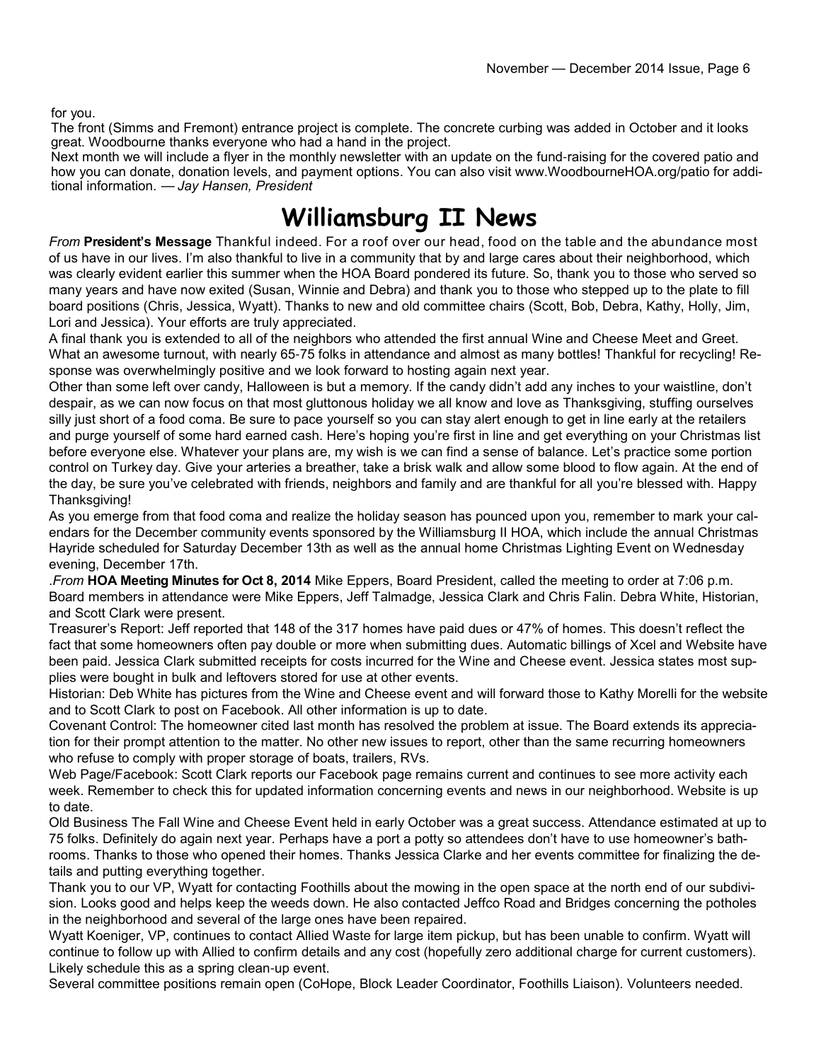for you.

The front (Simms and Fremont) entrance project is complete. The concrete curbing was added in October and it looks great. Woodbourne thanks everyone who had a hand in the project.

Next month we will include a flyer in the monthly newsletter with an update on the fund-raising for the covered patio and how you can donate, donation levels, and payment options. You can also visit www.WoodbourneHOA.org/patio for additional information. — *Jay Hansen, President*

# Williamsburg II News

*From* **President's Message** Thankful indeed. For a roof over our head, food on the table and the abundance most of us have in our lives. I'm also thankful to live in a community that by and large cares about their neighborhood, which was clearly evident earlier this summer when the HOA Board pondered its future. So, thank you to those who served so many years and have now exited (Susan, Winnie and Debra) and thank you to those who stepped up to the plate to fill board positions (Chris, Jessica, Wyatt). Thanks to new and old committee chairs (Scott, Bob, Debra, Kathy, Holly, Jim, Lori and Jessica). Your efforts are truly appreciated.

A final thank you is extended to all of the neighbors who attended the first annual Wine and Cheese Meet and Greet. What an awesome turnout, with nearly 65-75 folks in attendance and almost as many bottles! Thankful for recycling! Response was overwhelmingly positive and we look forward to hosting again next year.

Other than some left over candy, Halloween is but a memory. If the candy didn't add any inches to your waistline, don't despair, as we can now focus on that most gluttonous holiday we all know and love as Thanksgiving, stuffing ourselves silly just short of a food coma. Be sure to pace yourself so you can stay alert enough to get in line early at the retailers and purge yourself of some hard earned cash. Here's hoping you're first in line and get everything on your Christmas list before everyone else. Whatever your plans are, my wish is we can find a sense of balance. Let's practice some portion control on Turkey day. Give your arteries a breather, take a brisk walk and allow some blood to flow again. At the end of the day, be sure you've celebrated with friends, neighbors and family and are thankful for all you're blessed with. Happy Thanksgiving!

As you emerge from that food coma and realize the holiday season has pounced upon you, remember to mark your calendars for the December community events sponsored by the Williamsburg II HOA, which include the annual Christmas Hayride scheduled for Saturday December 13th as well as the annual home Christmas Lighting Event on Wednesday evening, December 17th.

.*From* **HOA Meeting Minutes for Oct 8, 2014** Mike Eppers, Board President, called the meeting to order at 7:06 p.m. Board members in attendance were Mike Eppers, Jeff Talmadge, Jessica Clark and Chris Falin. Debra White, Historian, and Scott Clark were present.

Treasurer's Report: Jeff reported that 148 of the 317 homes have paid dues or 47% of homes. This doesn't reflect the fact that some homeowners often pay double or more when submitting dues. Automatic billings of Xcel and Website have been paid. Jessica Clark submitted receipts for costs incurred for the Wine and Cheese event. Jessica states most supplies were bought in bulk and leftovers stored for use at other events.

Historian: Deb White has pictures from the Wine and Cheese event and will forward those to Kathy Morelli for the website and to Scott Clark to post on Facebook. All other information is up to date.

Covenant Control: The homeowner cited last month has resolved the problem at issue. The Board extends its appreciation for their prompt attention to the matter. No other new issues to report, other than the same recurring homeowners who refuse to comply with proper storage of boats, trailers, RVs.

Web Page/Facebook: Scott Clark reports our Facebook page remains current and continues to see more activity each week. Remember to check this for updated information concerning events and news in our neighborhood. Website is up to date.

Old Business The Fall Wine and Cheese Event held in early October was a great success. Attendance estimated at up to 75 folks. Definitely do again next year. Perhaps have a port a potty so attendees don't have to use homeowner's bathrooms. Thanks to those who opened their homes. Thanks Jessica Clarke and her events committee for finalizing the details and putting everything together.

Thank you to our VP, Wyatt for contacting Foothills about the mowing in the open space at the north end of our subdivision. Looks good and helps keep the weeds down. He also contacted Jeffco Road and Bridges concerning the potholes in the neighborhood and several of the large ones have been repaired.

Wyatt Koeniger, VP, continues to contact Allied Waste for large item pickup, but has been unable to confirm. Wyatt will continue to follow up with Allied to confirm details and any cost (hopefully zero additional charge for current customers). Likely schedule this as a spring clean-up event.

Several committee positions remain open (CoHope, Block Leader Coordinator, Foothills Liaison). Volunteers needed.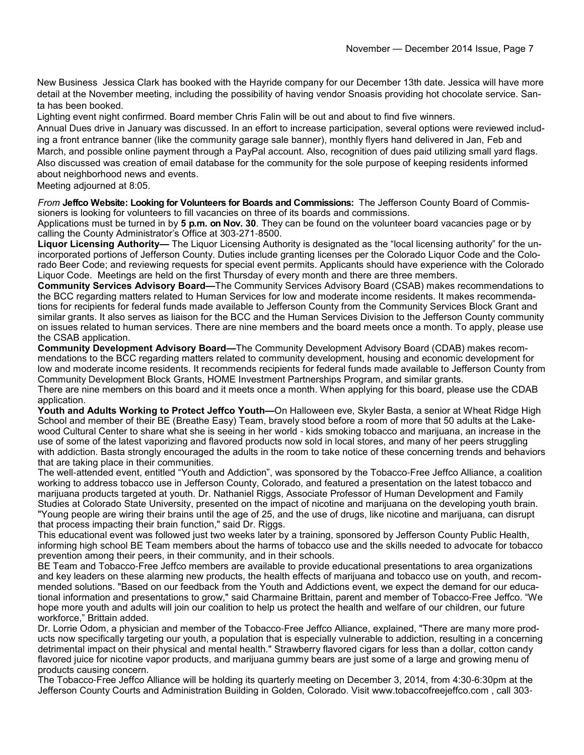New Business Jessica Clark has booked with the Hayride company for our December 13th date. Jessica will have more detail at the November meeting, including the possibility of having vendor Snoasis providing hot chocolate service. Santa has been booked.

Lighting event night confirmed. Board member Chris Falin will be out and about to find five winners.

Annual Dues drive in January was discussed. In an effort to increase participation, several options were reviewed including a front entrance banner (like the community garage sale banner), monthly flyers hand delivered in Jan, Feb and March, and possible online payment through a PayPal account. Also, recognition of dues paid utilizing small yard flags. Also discussed was creation of email database for the community for the sole purpose of keeping residents informed about neighborhood news and events.

Meeting adjourned at 8:05.

*From* **Jeffco Website: Looking for Volunteers for Boards and Commissions:** The Jefferson County Board of Commissioners is looking for volunteers to fill vacancies on three of its boards and commissions.

Applications must be turned in by **5 p.m. on Nov. 30**. They can be found on the volunteer board vacancies page or by calling the County Administrator's Office at 303-271-8500.

**Liquor Licensing Authority—** The Liquor Licensing Authority is designated as the "local licensing authority" for the unincorporated portions of Jefferson County. Duties include granting licenses per the Colorado Liquor Code and the Colorado Beer Code; and reviewing requests for special event permits. Applicants should have experience with the Colorado Liquor Code. Meetings are held on the first Thursday of every month and there are three members.

**Community Services Advisory Board—**The Community Services Advisory Board (CSAB) makes recommendations to the BCC regarding matters related to Human Services for low and moderate income residents. It makes recommendations for recipients for federal funds made available to Jefferson County from the Community Services Block Grant and similar grants. It also serves as liaison for the BCC and the Human Services Division to the Jefferson County community on issues related to human services. There are nine members and the board meets once a month. To apply, please use the CSAB application.

**Community Development Advisory Board—**The Community Development Advisory Board (CDAB) makes recommendations to the BCC regarding matters related to community development, housing and economic development for low and moderate income residents. It recommends recipients for federal funds made available to Jefferson County from Community Development Block Grants, HOME Investment Partnerships Program, and similar grants.

There are nine members on this board and it meets once a month. When applying for this board, please use the CDAB application.

**Youth and Adults Working to Protect Jeffco Youth—**On Halloween eve, Skyler Basta, a senior at Wheat Ridge High School and member of their BE (Breathe Easy) Team, bravely stood before a room of more that 50 adults at the Lakewood Cultural Center to share what she is seeing in her world - kids smoking tobacco and marijuana, an increase in the use of some of the latest vaporizing and flavored products now sold in local stores, and many of her peers struggling with addiction. Basta strongly encouraged the adults in the room to take notice of these concerning trends and behaviors that are taking place in their communities.

The well-attended event, entitled "Youth and Addiction", was sponsored by the Tobacco-Free Jeffco Alliance, a coalition working to address tobacco use in Jefferson County, Colorado, and featured a presentation on the latest tobacco and marijuana products targeted at youth. Dr. Nathaniel Riggs, Associate Professor of Human Development and Family Studies at Colorado State University, presented on the impact of nicotine and marijuana on the developing youth brain. "Young people are wiring their brains until the age of 25, and the use of drugs, like nicotine and marijuana, can disrupt that process impacting their brain function," said Dr. Riggs.

This educational event was followed just two weeks later by a training, sponsored by Jefferson County Public Health, informing high school BE Team members about the harms of tobacco use and the skills needed to advocate for tobacco prevention among their peers, in their community, and in their schools.

BE Team and Tobacco-Free Jeffco members are available to provide educational presentations to area organizations and key leaders on these alarming new products, the health effects of marijuana and tobacco use on youth, and recommended solutions. "Based on our feedback from the Youth and Addictions event, we expect the demand for our educational information and presentations to grow," said Charmaine Brittain, parent and member of Tobacco-Free Jeffco. "We hope more youth and adults will join our coalition to help us protect the health and welfare of our children, our future workforce," Brittain added.

Dr. Lorrie Odom, a physician and member of the Tobacco-Free Jeffco Alliance, explained, "There are many more products now specifically targeting our youth, a population that is especially vulnerable to addiction, resulting in a concerning detrimental impact on their physical and mental health." Strawberry flavored cigars for less than a dollar, cotton candy flavored juice for nicotine vapor products, and marijuana gummy bears are just some of a large and growing menu of products causing concern.

The Tobacco-Free Jeffco Alliance will be holding its quarterly meeting on December 3, 2014, from 4:30-6:30pm at the Jefferson County Courts and Administration Building in Golden, Colorado. Visit www.tobaccofreejeffco.com , call 303-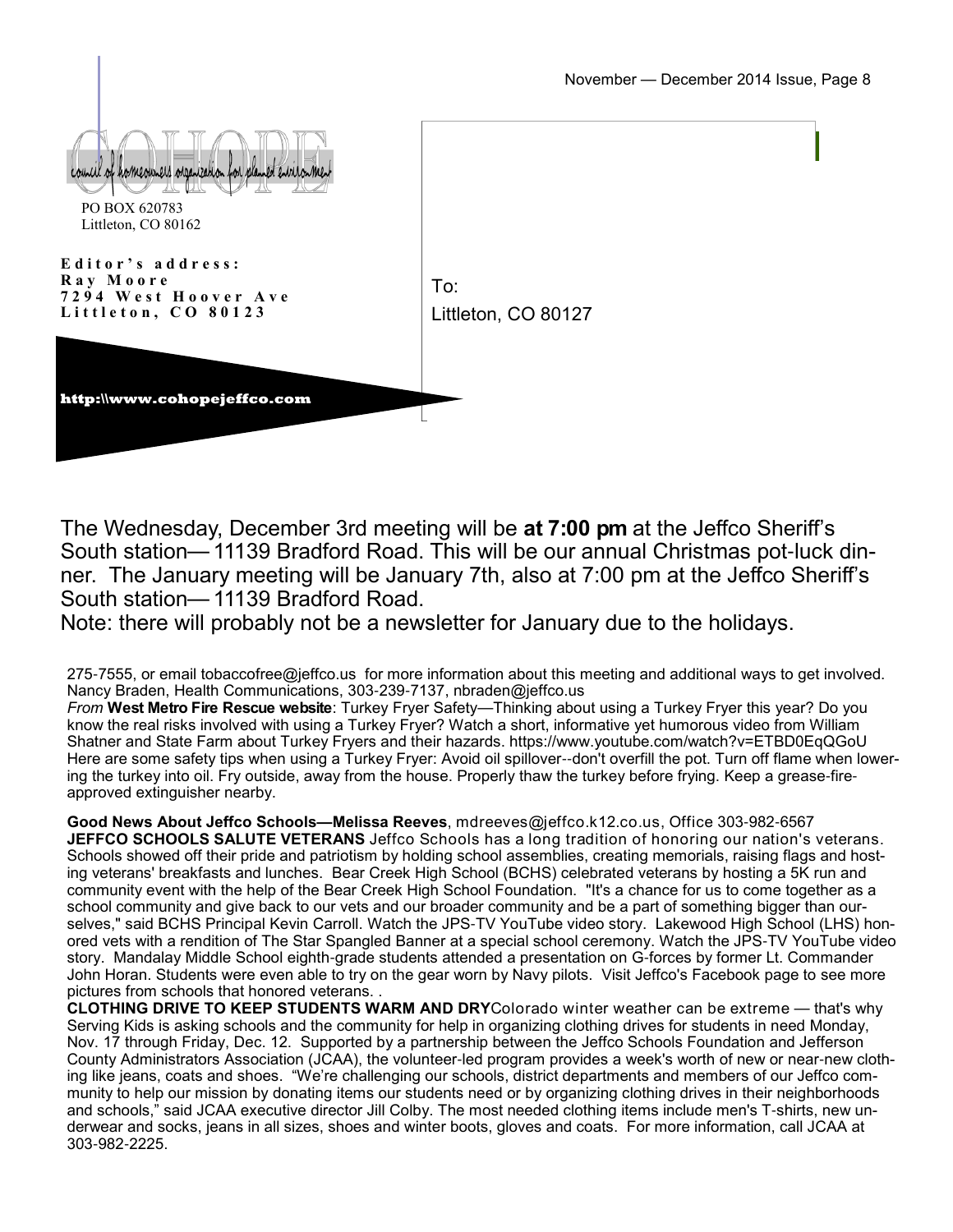COHOPE

council of homeowners organization for planned environment

PO BOX 620783
Littleton, CO 80162

**Editor's address:**
**Ray Moore**
**7294 West Hoover Ave**
**Littleton, CO 80123**

**http:\\www.cohopejeffco.com**

To:
Littleton, CO 80127

The Wednesday, December 3rd meeting will be **at 7:00 pm** at the Jeffco Sheriff's South station— 11139 Bradford Road. This will be our annual Christmas pot-luck dinner. The January meeting will be January 7th, also at 7:00 pm at the Jeffco Sheriff's South station— 11139 Bradford Road.

Note: there will probably not be a newsletter for January due to the holidays.

275-7555, or email tobaccofree@jeffco.us for more information about this meeting and additional ways to get involved. Nancy Braden, Health Communications, 303-239-7137, nbraden@jeffco.us

*From* **West Metro Fire Rescue website**: Turkey Fryer Safety—Thinking about using a Turkey Fryer this year? Do you know the real risks involved with using a Turkey Fryer? Watch a short, informative yet humorous video from William Shatner and State Farm about Turkey Fryers and their hazards. https://www.youtube.com/watch?v=ETBD0EqQGoU Here are some safety tips when using a Turkey Fryer: Avoid oil spillover--don't overfill the pot. Turn off flame when lowering the turkey into oil. Fry outside, away from the house. Properly thaw the turkey before frying. Keep a grease-fire-approved extinguisher nearby.

**Good News About Jeffco Schools—Melissa Reeves**, mdreeves@jeffco.k12.co.us, Office 303-982-6567

**JEFFCO SCHOOLS SALUTE VETERANS** Jeffco Schools has a long tradition of honoring our nation's veterans. Schools showed off their pride and patriotism by holding school assemblies, creating memorials, raising flags and hosting veterans' breakfasts and lunches. Bear Creek High School (BCHS) celebrated veterans by hosting a 5K run and community event with the help of the Bear Creek High School Foundation. "It's a chance for us to come together as a school community and give back to our vets and our broader community and be a part of something bigger than ourselves," said BCHS Principal Kevin Carroll. Watch the JPS-TV YouTube video story. Lakewood High School (LHS) honored vets with a rendition of The Star Spangled Banner at a special school ceremony. Watch the JPS-TV YouTube video story. Mandalay Middle School eighth-grade students attended a presentation on G-forces by former Lt. Commander John Horan. Students were even able to try on the gear worn by Navy pilots. Visit Jeffco's Facebook page to see more pictures from schools that honored veterans. .

**CLOTHING DRIVE TO KEEP STUDENTS WARM AND DRY**Colorado winter weather can be extreme — that's why Serving Kids is asking schools and the community for help in organizing clothing drives for students in need Monday, Nov. 17 through Friday, Dec. 12. Supported by a partnership between the Jeffco Schools Foundation and Jefferson County Administrators Association (JCAA), the volunteer-led program provides a week's worth of new or near-new clothing like jeans, coats and shoes. "We're challenging our schools, district departments and members of our Jeffco community to help our mission by donating items our students need or by organizing clothing drives in their neighborhoods and schools," said JCAA executive director Jill Colby. The most needed clothing items include men's T-shirts, new underwear and socks, jeans in all sizes, shoes and winter boots, gloves and coats. For more information, call JCAA at 303-982-2225.